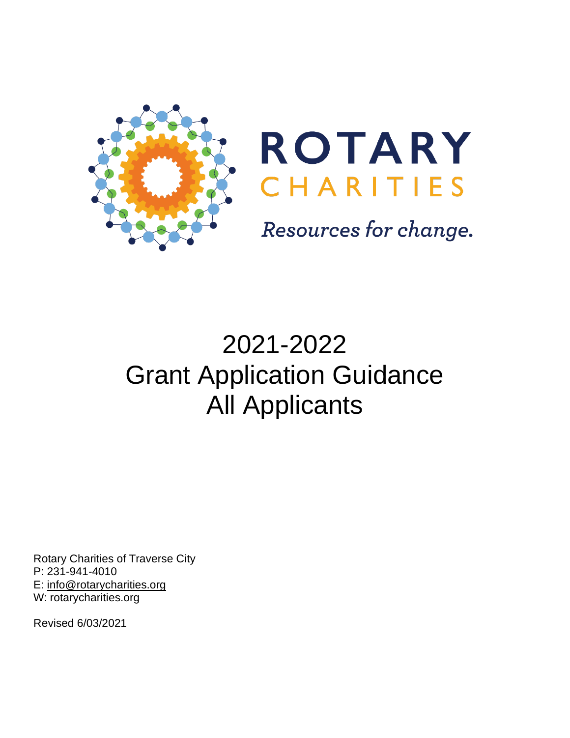ROTARY

CHARITIES

*Resources for change.*

# 2021-2022
# Grant Application Guidance
# All Applicants

Rotary Charities of Traverse City
P: 231-941-4010
E: info@rotarycharities.org
W: rotarycharities.org

Revised 6/03/2021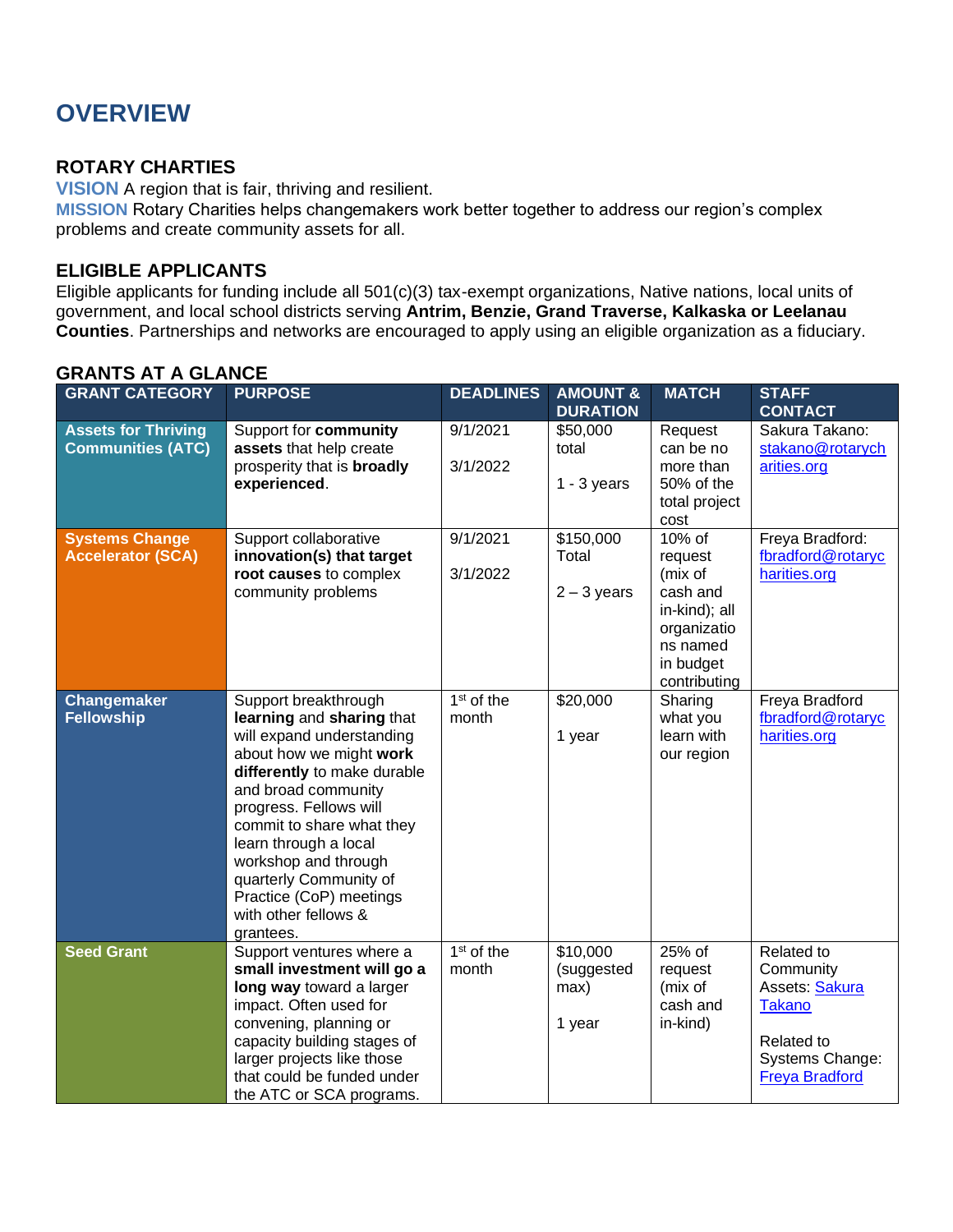# OVERVIEW

### ROTARY CHARTIES

**VISION** A region that is fair, thriving and resilient.

**MISSION** Rotary Charities helps changemakers work better together to address our region's complex problems and create community assets for all.

### ELIGIBLE APPLICANTS

Eligible applicants for funding include all 501(c)(3) tax-exempt organizations, Native nations, local units of government, and local school districts serving **Antrim, Benzie, Grand Traverse, Kalkaska or Leelanau Counties**. Partnerships and networks are encouraged to apply using an eligible organization as a fiduciary.

### GRANTS AT A GLANCE

| GRANT CATEGORY | PURPOSE | DEADLINES | AMOUNT & DURATION | MATCH | STAFF CONTACT |
|---|---|---|---|---|---|
| **Assets for Thriving Communities (ATC)** | Support for **community assets** that help create prosperity that is **broadly experienced**. | 9/1/2021<br><br>3/1/2022 | $50,000 total<br><br>1 - 3 years | Request can be no more than 50% of the total project cost | Sakura Takano: stakano@rotarycharities.org |
| **Systems Change Accelerator (SCA)** | Support collaborative **innovation(s) that target root causes** to complex community problems | 9/1/2021<br><br>3/1/2022 | $150,000 Total<br><br>2 – 3 years | 10% of request (mix of cash and in-kind); all organizations named in budget contributing | Freya Bradford: fbradford@rotarycharities.org |
| **Changemaker Fellowship** | Support breakthrough **learning** and **sharing** that will expand understanding about how we might **work differently** to make durable and broad community progress. Fellows will commit to share what they learn through a local workshop and through quarterly Community of Practice (CoP) meetings with other fellows & grantees. | 1st of the month | $20,000<br><br>1 year | Sharing what you learn with our region | Freya Bradford fbradford@rotarycharities.org |
| **Seed Grant** | Support ventures where a **small investment will go a long way** toward a larger impact. Often used for convening, planning or capacity building stages of larger projects like those that could be funded under the ATC or SCA programs. | 1st of the month | $10,000 (suggested max)<br><br>1 year | 25% of request (mix of cash and in-kind) | Related to Community Assets: Sakura Takano<br><br>Related to Systems Change: Freya Bradford |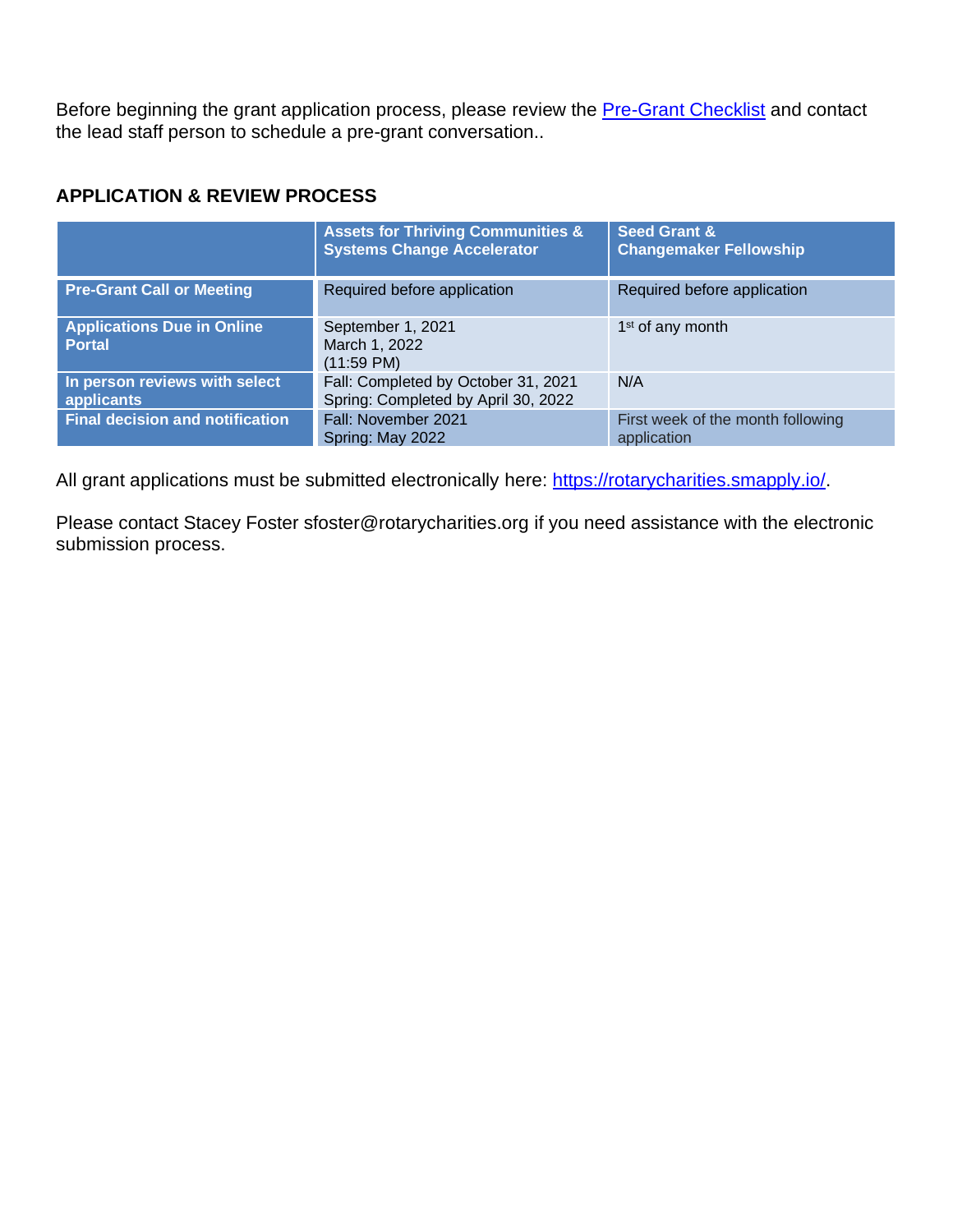Before beginning the grant application process, please review the [Pre-Grant Checklist]() and contact the lead staff person to schedule a pre-grant conversation..

## APPLICATION & REVIEW PROCESS

| | Assets for Thriving Communities & Systems Change Accelerator | Seed Grant & Changemaker Fellowship |
|---|---|---|
| **Pre-Grant Call or Meeting** | Required before application | Required before application |
| **Applications Due in Online Portal** | September 1, 2021<br>March 1, 2022<br>(11:59 PM) | 1st of any month |
| **In person reviews with select applicants** | Fall: Completed by October 31, 2021<br>Spring: Completed by April 30, 2022 | N/A |
| **Final decision and notification** | Fall: November 2021<br>Spring: May 2022 | First week of the month following application |

All grant applications must be submitted electronically here: [https://rotarycharities.smapply.io/](https://rotarycharities.smapply.io/).

Please contact Stacey Foster sfoster@rotarycharities.org if you need assistance with the electronic submission process.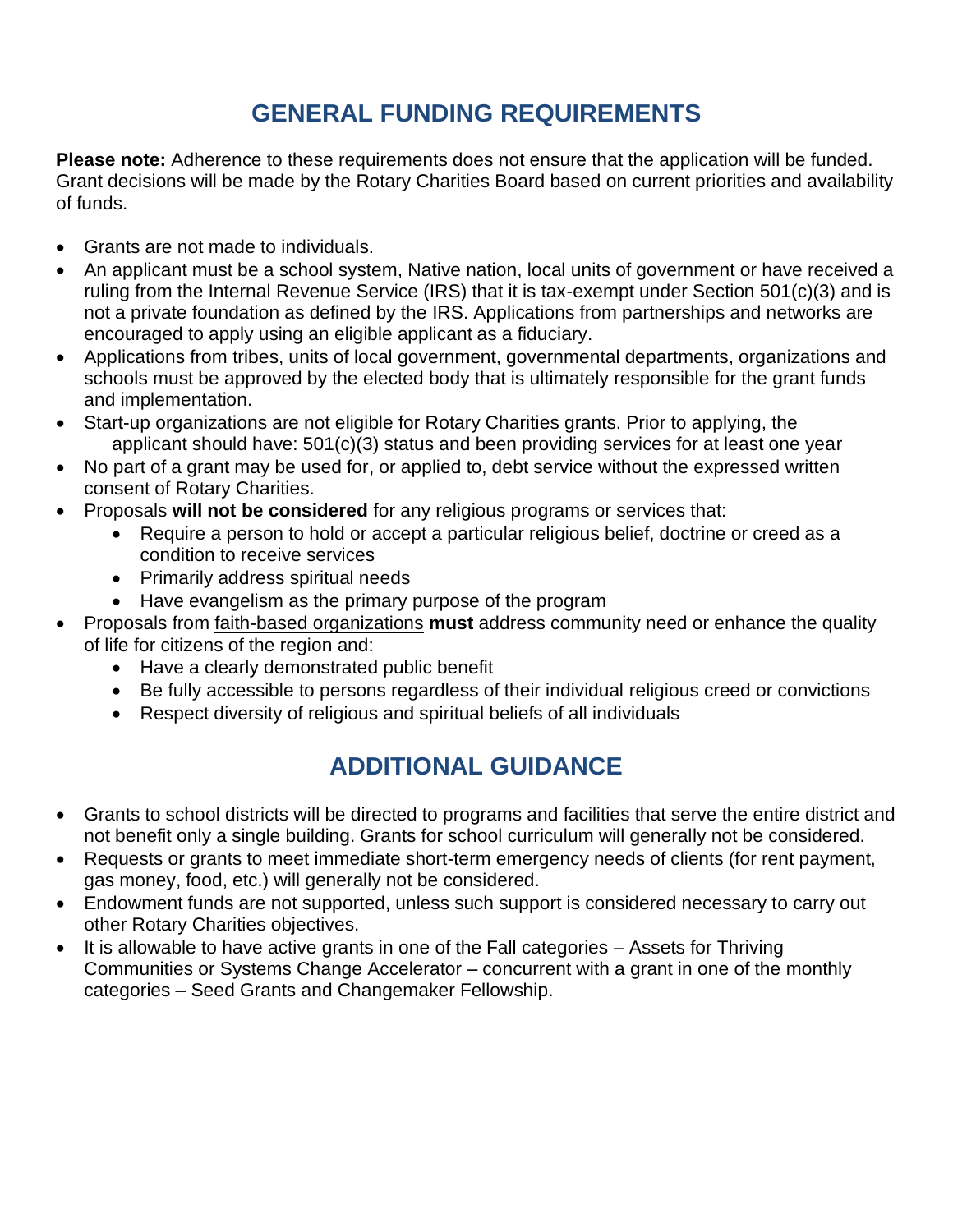## GENERAL FUNDING REQUIREMENTS

**Please note:** Adherence to these requirements does not ensure that the application will be funded. Grant decisions will be made by the Rotary Charities Board based on current priorities and availability of funds.

- Grants are not made to individuals.
- An applicant must be a school system, Native nation, local units of government or have received a ruling from the Internal Revenue Service (IRS) that it is tax-exempt under Section 501(c)(3) and is not a private foundation as defined by the IRS. Applications from partnerships and networks are encouraged to apply using an eligible applicant as a fiduciary.
- Applications from tribes, units of local government, governmental departments, organizations and schools must be approved by the elected body that is ultimately responsible for the grant funds and implementation.
- Start-up organizations are not eligible for Rotary Charities grants. Prior to applying, the applicant should have: 501(c)(3) status and been providing services for at least one year
- No part of a grant may be used for, or applied to, debt service without the expressed written consent of Rotary Charities.
- Proposals **will not be considered** for any religious programs or services that:
  - Require a person to hold or accept a particular religious belief, doctrine or creed as a condition to receive services
  - Primarily address spiritual needs
  - Have evangelism as the primary purpose of the program
- Proposals from faith-based organizations **must** address community need or enhance the quality of life for citizens of the region and:
  - Have a clearly demonstrated public benefit
  - Be fully accessible to persons regardless of their individual religious creed or convictions
  - Respect diversity of religious and spiritual beliefs of all individuals

## ADDITIONAL GUIDANCE

- Grants to school districts will be directed to programs and facilities that serve the entire district and not benefit only a single building. Grants for school curriculum will generally not be considered.
- Requests or grants to meet immediate short-term emergency needs of clients (for rent payment, gas money, food, etc.) will generally not be considered.
- Endowment funds are not supported, unless such support is considered necessary to carry out other Rotary Charities objectives.
- It is allowable to have active grants in one of the Fall categories – Assets for Thriving Communities or Systems Change Accelerator – concurrent with a grant in one of the monthly categories – Seed Grants and Changemaker Fellowship.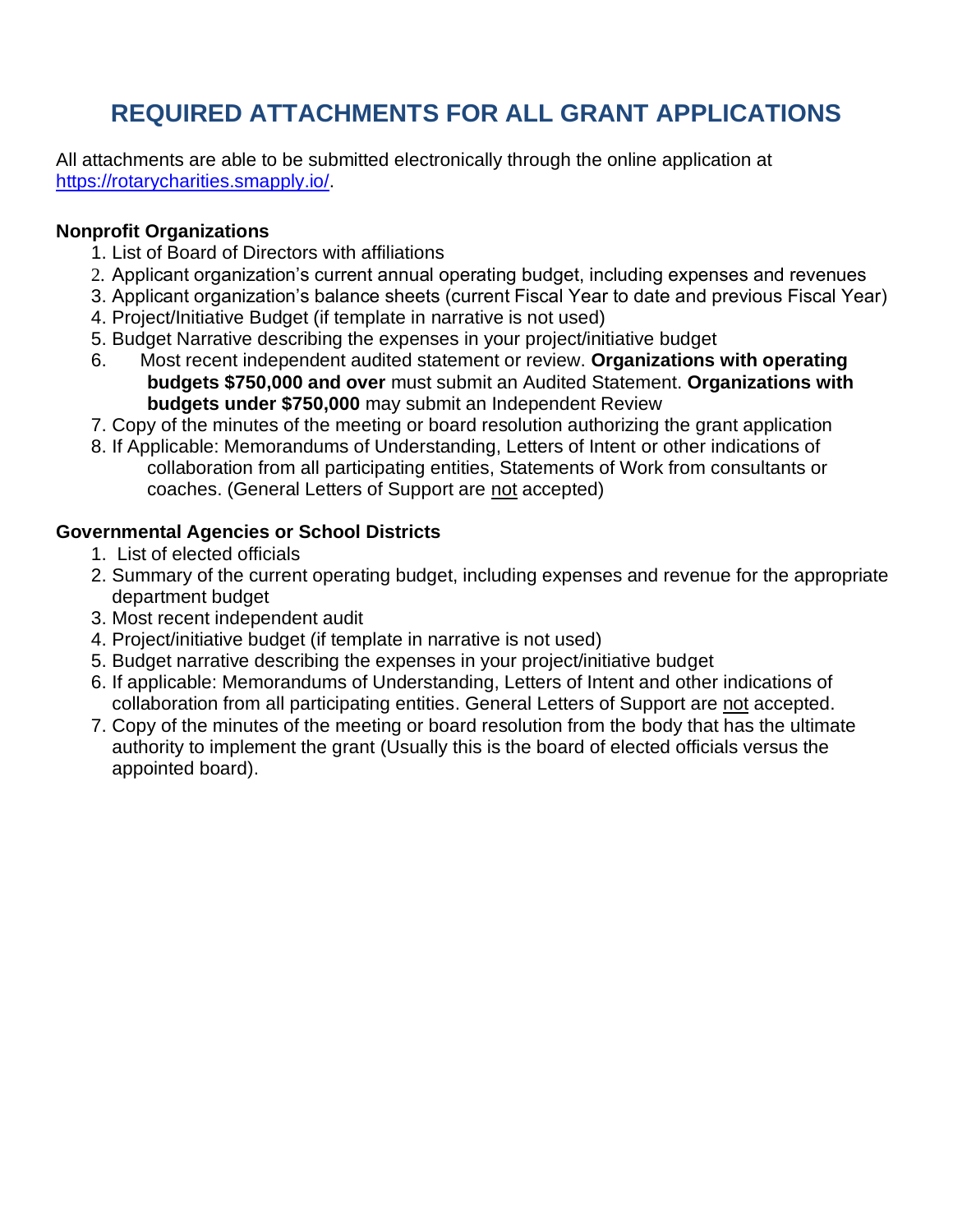# REQUIRED ATTACHMENTS FOR ALL GRANT APPLICATIONS

All attachments are able to be submitted electronically through the online application at https://rotarycharities.smapply.io/.

**Nonprofit Organizations**

1. List of Board of Directors with affiliations
2. Applicant organization's current annual operating budget, including expenses and revenues
3. Applicant organization's balance sheets (current Fiscal Year to date and previous Fiscal Year)
4. Project/Initiative Budget (if template in narrative is not used)
5. Budget Narrative describing the expenses in your project/initiative budget
6. Most recent independent audited statement or review. **Organizations with operating budgets $750,000 and over** must submit an Audited Statement. **Organizations with budgets under $750,000** may submit an Independent Review
7. Copy of the minutes of the meeting or board resolution authorizing the grant application
8. If Applicable: Memorandums of Understanding, Letters of Intent or other indications of collaboration from all participating entities, Statements of Work from consultants or coaches. (General Letters of Support are not accepted)

**Governmental Agencies or School Districts**

1. List of elected officials
2. Summary of the current operating budget, including expenses and revenue for the appropriate department budget
3. Most recent independent audit
4. Project/initiative budget (if template in narrative is not used)
5. Budget narrative describing the expenses in your project/initiative budget
6. If applicable: Memorandums of Understanding, Letters of Intent and other indications of collaboration from all participating entities. General Letters of Support are not accepted.
7. Copy of the minutes of the meeting or board resolution from the body that has the ultimate authority to implement the grant (Usually this is the board of elected officials versus the appointed board).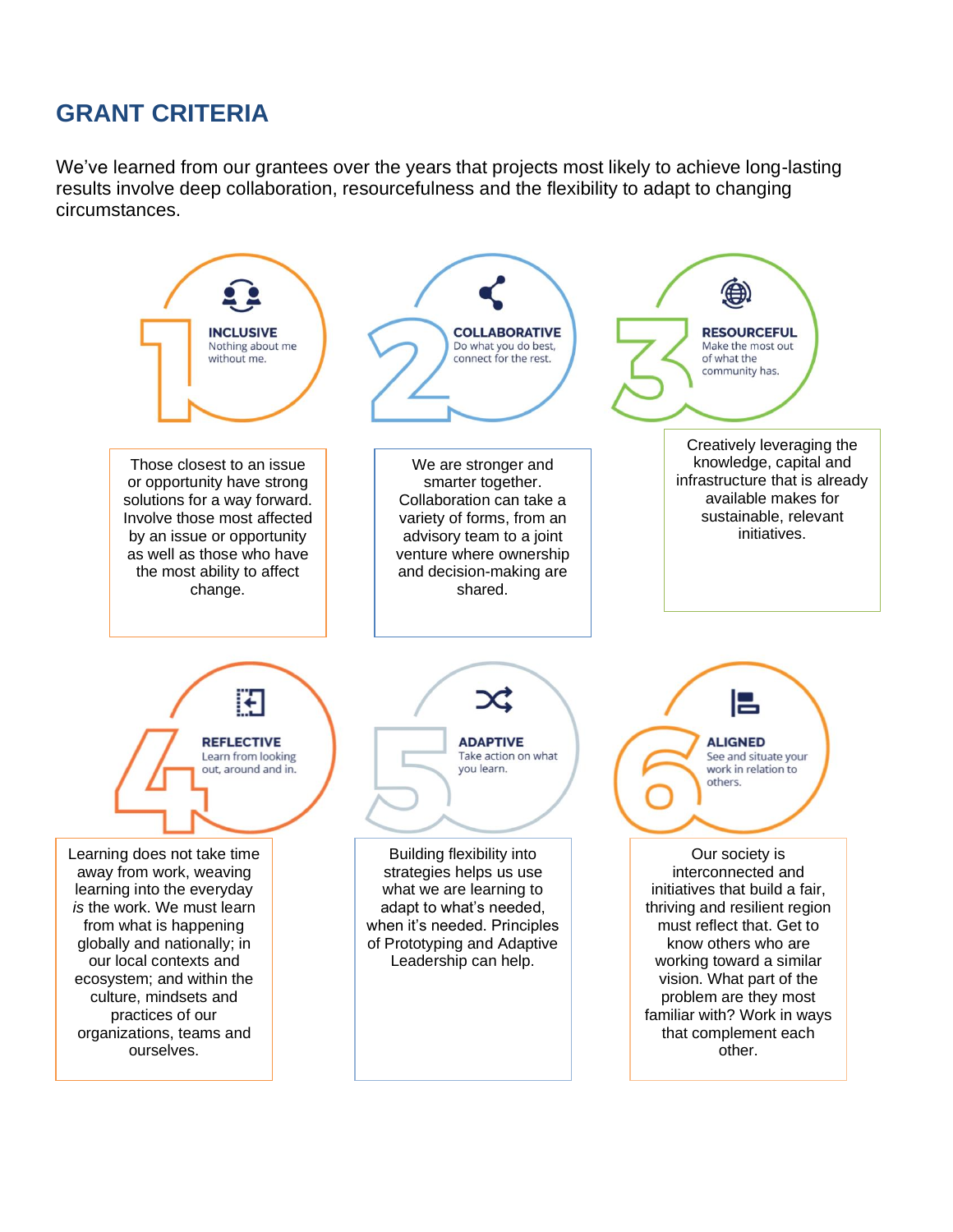## GRANT CRITERIA

We've learned from our grantees over the years that projects most likely to achieve long-lasting results involve deep collaboration, resourcefulness and the flexibility to adapt to changing circumstances.

### 1 INCLUSIVE
Nothing about me without me.

Those closest to an issue or opportunity have strong solutions for a way forward. Involve those most affected by an issue or opportunity as well as those who have the most ability to affect change.

### 2 COLLABORATIVE
Do what you do best, connect for the rest.

We are stronger and smarter together. Collaboration can take a variety of forms, from an advisory team to a joint venture where ownership and decision-making are shared.

### 3 RESOURCEFUL
Make the most out of what the community has.

Creatively leveraging the knowledge, capital and infrastructure that is already available makes for sustainable, relevant initiatives.

### 4 REFLECTIVE
Learn from looking out, around and in.

Learning does not take time away from work, weaving learning into the everyday *is* the work. We must learn from what is happening globally and nationally; in our local contexts and ecosystem; and within the culture, mindsets and practices of our organizations, teams and ourselves.

### 5 ADAPTIVE
Take action on what you learn.

Building flexibility into strategies helps us use what we are learning to adapt to what's needed, when it's needed. Principles of Prototyping and Adaptive Leadership can help.

### 6 ALIGNED
See and situate your work in relation to others.

Our society is interconnected and initiatives that build a fair, thriving and resilient region must reflect that. Get to know others who are working toward a similar vision. What part of the problem are they most familiar with? Work in ways that complement each other.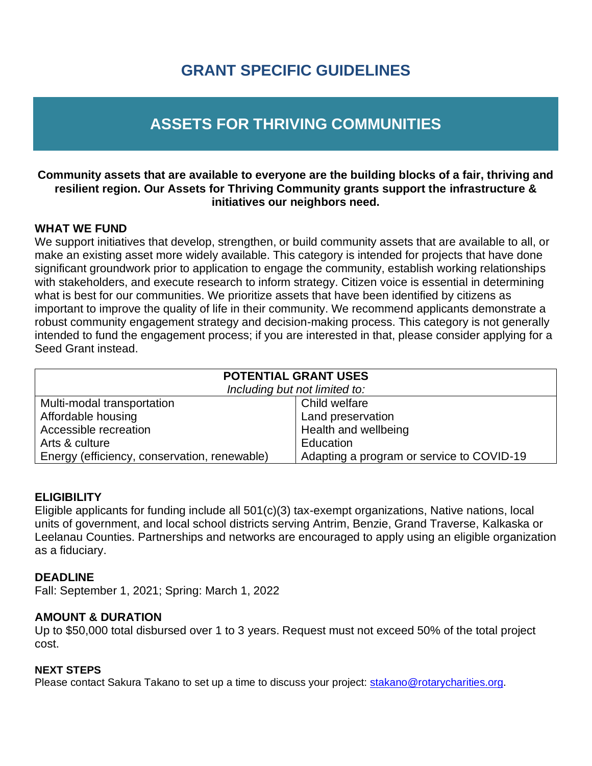# GRANT SPECIFIC GUIDELINES

## ASSETS FOR THRIVING COMMUNITIES

**Community assets that are available to everyone are the building blocks of a fair, thriving and resilient region. Our Assets for Thriving Community grants support the infrastructure & initiatives our neighbors need.**

### WHAT WE FUND

We support initiatives that develop, strengthen, or build community assets that are available to all, or make an existing asset more widely available. This category is intended for projects that have done significant groundwork prior to application to engage the community, establish working relationships with stakeholders, and execute research to inform strategy. Citizen voice is essential in determining what is best for our communities. We prioritize assets that have been identified by citizens as important to improve the quality of life in their community. We recommend applicants demonstrate a robust community engagement strategy and decision-making process. This category is not generally intended to fund the engagement process; if you are interested in that, please consider applying for a Seed Grant instead.

| **POTENTIAL GRANT USES** *Including but not limited to:* | |
|---|---|
| Multi-modal transportation | Child welfare |
| Affordable housing | Land preservation |
| Accessible recreation | Health and wellbeing |
| Arts & culture | Education |
| Energy (efficiency, conservation, renewable) | Adapting a program or service to COVID-19 |

### ELIGIBILITY

Eligible applicants for funding include all 501(c)(3) tax-exempt organizations, Native nations, local units of government, and local school districts serving Antrim, Benzie, Grand Traverse, Kalkaska or Leelanau Counties. Partnerships and networks are encouraged to apply using an eligible organization as a fiduciary.

### DEADLINE

Fall: September 1, 2021; Spring: March 1, 2022

### AMOUNT & DURATION

Up to $50,000 total disbursed over 1 to 3 years. Request must not exceed 50% of the total project cost.

### NEXT STEPS

Please contact Sakura Takano to set up a time to discuss your project: stakano@rotarycharities.org.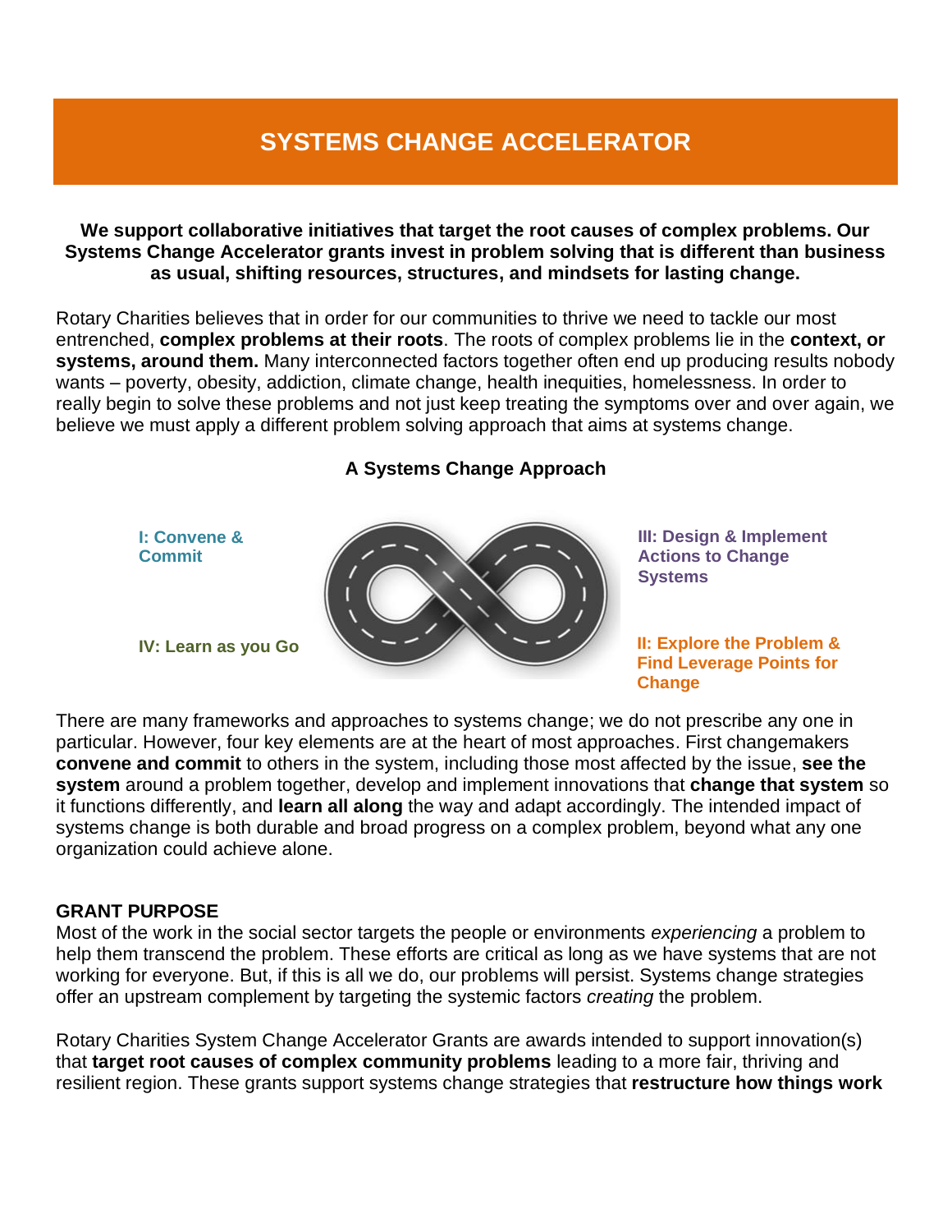# SYSTEMS CHANGE ACCELERATOR

**We support collaborative initiatives that target the root causes of complex problems. Our Systems Change Accelerator grants invest in problem solving that is different than business as usual, shifting resources, structures, and mindsets for lasting change.**

Rotary Charities believes that in order for our communities to thrive we need to tackle our most entrenched, **complex problems at their roots**. The roots of complex problems lie in the **context, or systems, around them.** Many interconnected factors together often end up producing results nobody wants – poverty, obesity, addiction, climate change, health inequities, homelessness. In order to really begin to solve these problems and not just keep treating the symptoms over and over again, we believe we must apply a different problem solving approach that aims at systems change.

**A Systems Change Approach**

**I: Convene & Commit**

**II: Explore the Problem & Find Leverage Points for Change**

**III: Design & Implement Actions to Change Systems**

**IV: Learn as you Go**

There are many frameworks and approaches to systems change; we do not prescribe any one in particular. However, four key elements are at the heart of most approaches. First changemakers **convene and commit** to others in the system, including those most affected by the issue, **see the system** around a problem together, develop and implement innovations that **change that system** so it functions differently, and **learn all along** the way and adapt accordingly. The intended impact of systems change is both durable and broad progress on a complex problem, beyond what any one organization could achieve alone.

## GRANT PURPOSE

Most of the work in the social sector targets the people or environments *experiencing* a problem to help them transcend the problem. These efforts are critical as long as we have systems that are not working for everyone. But, if this is all we do, our problems will persist. Systems change strategies offer an upstream complement by targeting the systemic factors *creating* the problem.

Rotary Charities System Change Accelerator Grants are awards intended to support innovation(s) that **target root causes of complex community problems** leading to a more fair, thriving and resilient region. These grants support systems change strategies that **restructure how things work**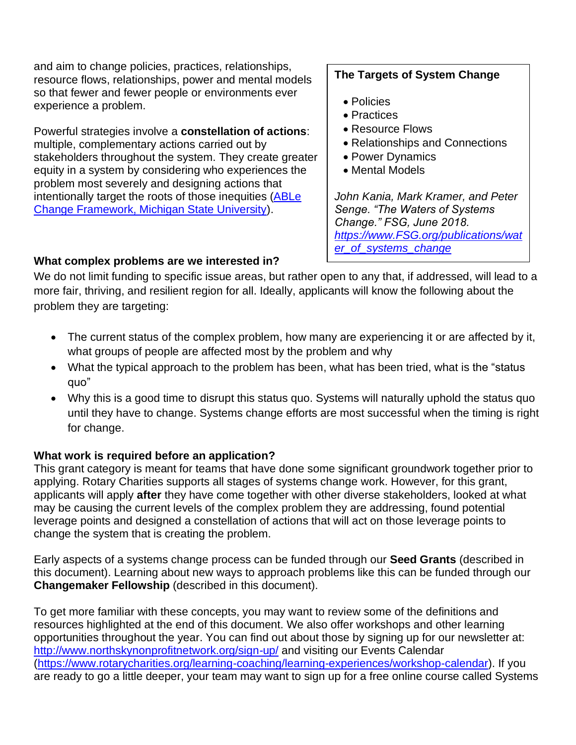and aim to change policies, practices, relationships, resource flows, relationships, power and mental models so that fewer and fewer people or environments ever experience a problem.

Powerful strategies involve a **constellation of actions**: multiple, complementary actions carried out by stakeholders throughout the system. They create greater equity in a system by considering who experiences the problem most severely and designing actions that intentionally target the roots of those inequities ([ABLe Change Framework, Michigan State University](ABLe Change Framework, Michigan State University)).

> **The Targets of System Change**
>
> - Policies
> - Practices
> - Resource Flows
> - Relationships and Connections
> - Power Dynamics
> - Mental Models
>
> *John Kania, Mark Kramer, and Peter Senge. "The Waters of Systems Change." FSG, June 2018.* [*https://www.FSG.org/publications/water_of_systems_change*](https://www.FSG.org/publications/water_of_systems_change)

**What complex problems are we interested in?**

We do not limit funding to specific issue areas, but rather open to any that, if addressed, will lead to a more fair, thriving, and resilient region for all. Ideally, applicants will know the following about the problem they are targeting:

- The current status of the complex problem, how many are experiencing it or are affected by it, what groups of people are affected most by the problem and why
- What the typical approach to the problem has been, what has been tried, what is the "status quo"
- Why this is a good time to disrupt this status quo. Systems will naturally uphold the status quo until they have to change. Systems change efforts are most successful when the timing is right for change.

**What work is required before an application?**

This grant category is meant for teams that have done some significant groundwork together prior to applying. Rotary Charities supports all stages of systems change work. However, for this grant, applicants will apply **after** they have come together with other diverse stakeholders, looked at what may be causing the current levels of the complex problem they are addressing, found potential leverage points and designed a constellation of actions that will act on those leverage points to change the system that is creating the problem.

Early aspects of a systems change process can be funded through our **Seed Grants** (described in this document). Learning about new ways to approach problems like this can be funded through our **Changemaker Fellowship** (described in this document).

To get more familiar with these concepts, you may want to review some of the definitions and resources highlighted at the end of this document. We also offer workshops and other learning opportunities throughout the year. You can find out about those by signing up for our newsletter at: [http://www.northskynonprofitnetwork.org/sign-up/](http://www.northskynonprofitnetwork.org/sign-up/) and visiting our Events Calendar ([https://www.rotarycharities.org/learning-coaching/learning-experiences/workshop-calendar](https://www.rotarycharities.org/learning-coaching/learning-experiences/workshop-calendar)). If you are ready to go a little deeper, your team may want to sign up for a free online course called Systems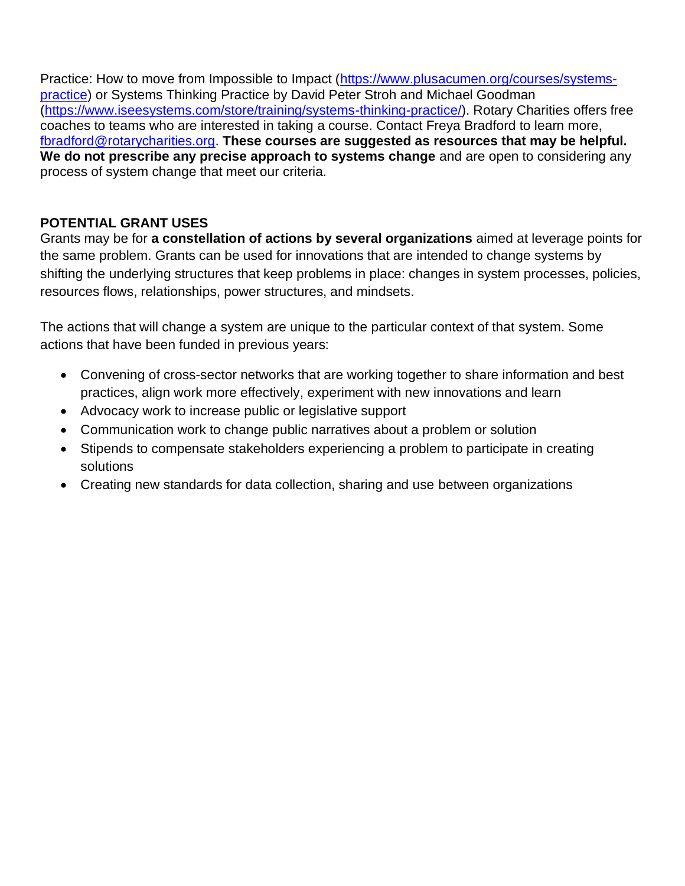Practice: How to move from Impossible to Impact (https://www.plusacumen.org/courses/systems-practice) or Systems Thinking Practice by David Peter Stroh and Michael Goodman (https://www.iseesystems.com/store/training/systems-thinking-practice/). Rotary Charities offers free coaches to teams who are interested in taking a course. Contact Freya Bradford to learn more, fbradford@rotarycharities.org. **These courses are suggested as resources that may be helpful. We do not prescribe any precise approach to systems change** and are open to considering any process of system change that meet our criteria.

**POTENTIAL GRANT USES**

Grants may be for **a constellation of actions by several organizations** aimed at leverage points for the same problem. Grants can be used for innovations that are intended to change systems by shifting the underlying structures that keep problems in place: changes in system processes, policies, resources flows, relationships, power structures, and mindsets.

The actions that will change a system are unique to the particular context of that system. Some actions that have been funded in previous years:

- Convening of cross-sector networks that are working together to share information and best practices, align work more effectively, experiment with new innovations and learn
- Advocacy work to increase public or legislative support
- Communication work to change public narratives about a problem or solution
- Stipends to compensate stakeholders experiencing a problem to participate in creating solutions
- Creating new standards for data collection, sharing and use between organizations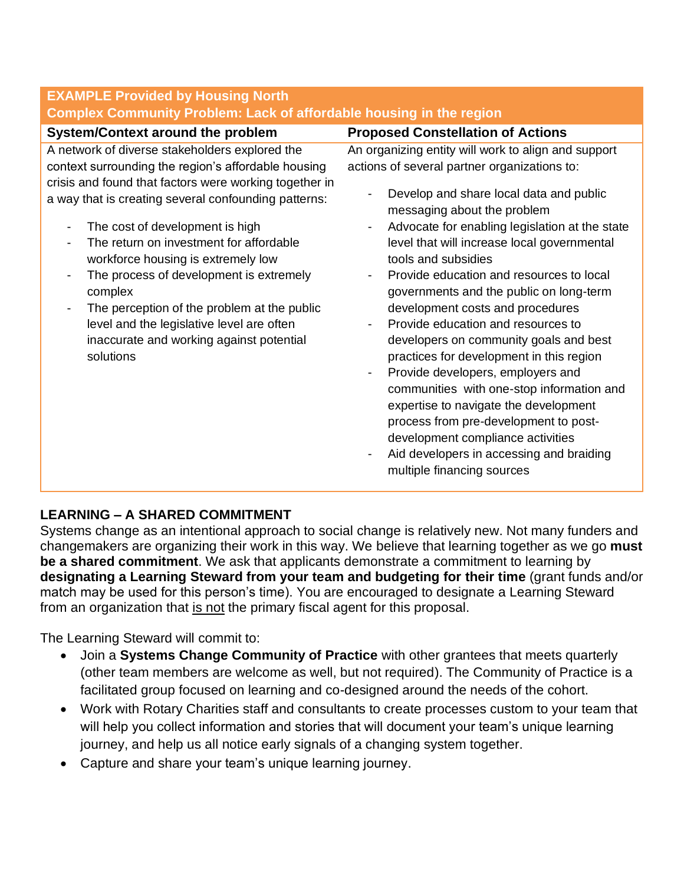| **EXAMPLE Provided by Housing North**<br>**Complex Community Problem: Lack of affordable housing in the region** | |
|---|---|
| **System/Context around the problem** | **Proposed Constellation of Actions** |
| A network of diverse stakeholders explored the context surrounding the region's affordable housing crisis and found that factors were working together in a way that is creating several confounding patterns:<br><br>- The cost of development is high<br>- The return on investment for affordable workforce housing is extremely low<br>- The process of development is extremely complex<br>- The perception of the problem at the public level and the legislative level are often inaccurate and working against potential solutions | An organizing entity will work to align and support actions of several partner organizations to:<br><br>- Develop and share local data and public messaging about the problem<br>- Advocate for enabling legislation at the state level that will increase local governmental tools and subsidies<br>- Provide education and resources to local governments and the public on long-term development costs and procedures<br>- Provide education and resources to developers on community goals and best practices for development in this region<br>- Provide developers, employers and communities with one-stop information and expertise to navigate the development process from pre-development to post-development compliance activities<br>- Aid developers in accessing and braiding multiple financing sources |

## LEARNING – A SHARED COMMITMENT

Systems change as an intentional approach to social change is relatively new. Not many funders and changemakers are organizing their work in this way. We believe that learning together as we go **must be a shared commitment**. We ask that applicants demonstrate a commitment to learning by **designating a Learning Steward from your team and budgeting for their time** (grant funds and/or match may be used for this person's time). You are encouraged to designate a Learning Steward from an organization that <u>is not</u> the primary fiscal agent for this proposal.

The Learning Steward will commit to:

- Join a **Systems Change Community of Practice** with other grantees that meets quarterly (other team members are welcome as well, but not required). The Community of Practice is a facilitated group focused on learning and co-designed around the needs of the cohort.
- Work with Rotary Charities staff and consultants to create processes custom to your team that will help you collect information and stories that will document your team's unique learning journey, and help us all notice early signals of a changing system together.
- Capture and share your team's unique learning journey.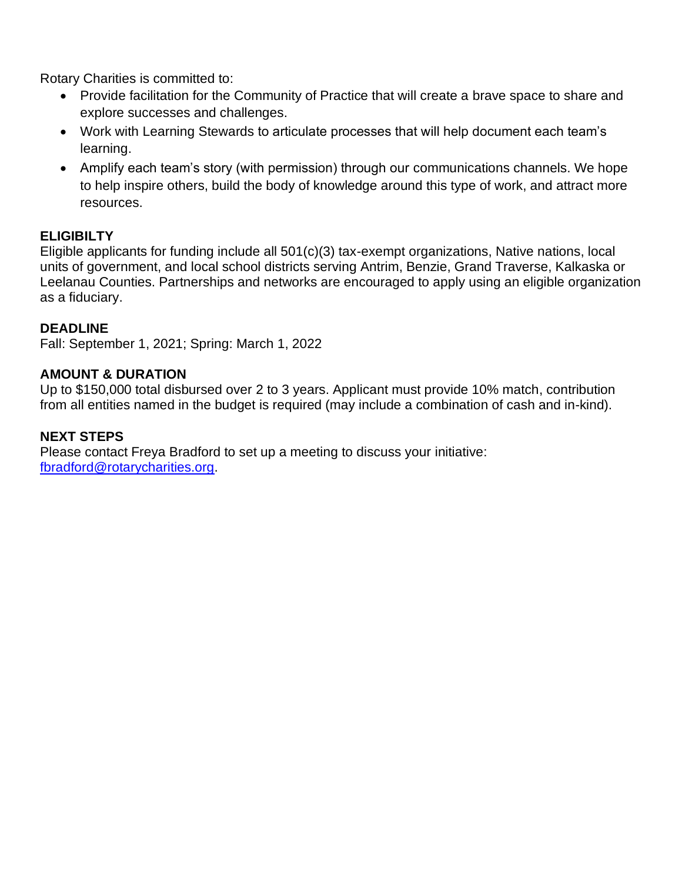Rotary Charities is committed to:

- Provide facilitation for the Community of Practice that will create a brave space to share and explore successes and challenges.
- Work with Learning Stewards to articulate processes that will help document each team's learning.
- Amplify each team's story (with permission) through our communications channels. We hope to help inspire others, build the body of knowledge around this type of work, and attract more resources.

**ELIGIBILTY**

Eligible applicants for funding include all 501(c)(3) tax-exempt organizations, Native nations, local units of government, and local school districts serving Antrim, Benzie, Grand Traverse, Kalkaska or Leelanau Counties. Partnerships and networks are encouraged to apply using an eligible organization as a fiduciary.

**DEADLINE**

Fall: September 1, 2021; Spring: March 1, 2022

**AMOUNT & DURATION**

Up to $150,000 total disbursed over 2 to 3 years. Applicant must provide 10% match, contribution from all entities named in the budget is required (may include a combination of cash and in-kind).

**NEXT STEPS**

Please contact Freya Bradford to set up a meeting to discuss your initiative: [fbradford@rotarycharities.org](mailto:fbradford@rotarycharities.org).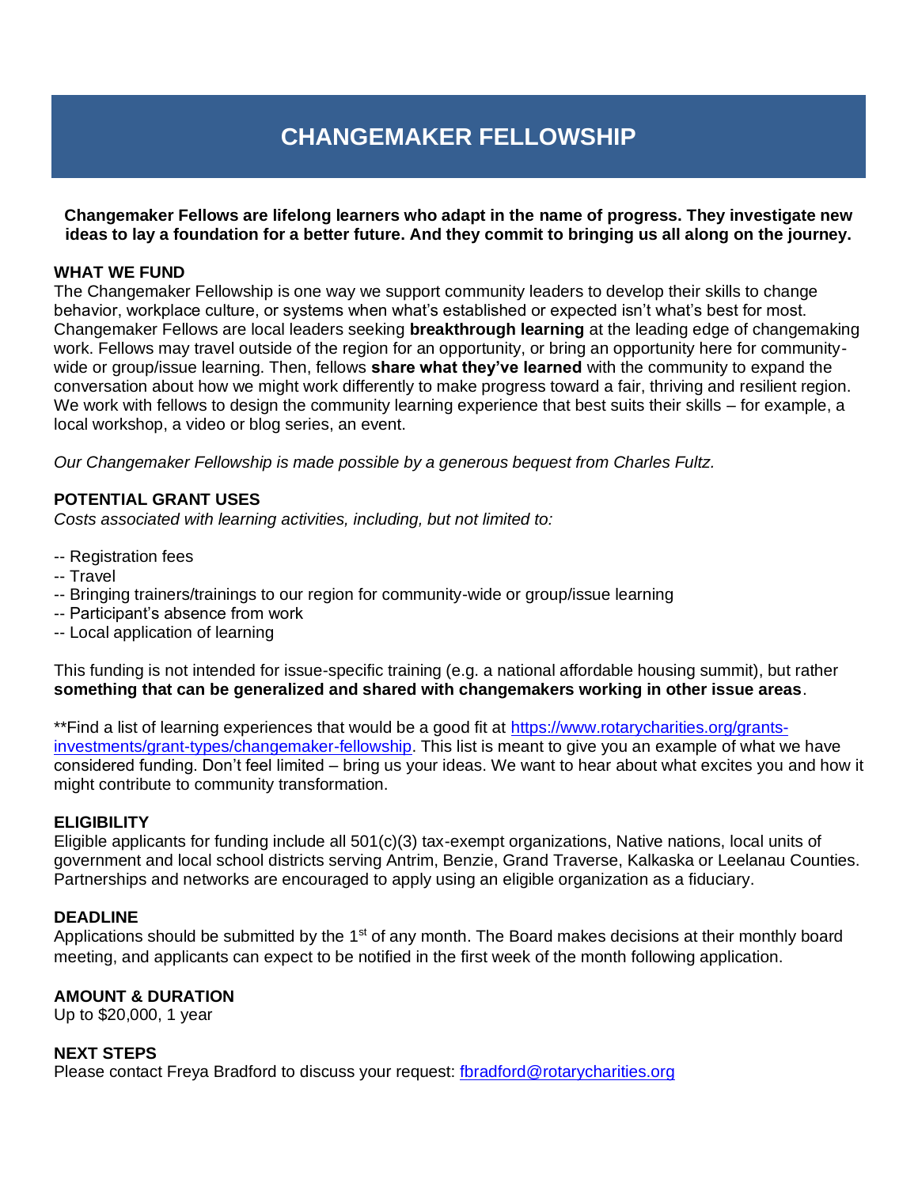# CHANGEMAKER FELLOWSHIP

**Changemaker Fellows are lifelong learners who adapt in the name of progress. They investigate new ideas to lay a foundation for a better future. And they commit to bringing us all along on the journey.**

**WHAT WE FUND**

The Changemaker Fellowship is one way we support community leaders to develop their skills to change behavior, workplace culture, or systems when what's established or expected isn't what's best for most. Changemaker Fellows are local leaders seeking **breakthrough learning** at the leading edge of changemaking work. Fellows may travel outside of the region for an opportunity, or bring an opportunity here for community-wide or group/issue learning. Then, fellows **share what they've learned** with the community to expand the conversation about how we might work differently to make progress toward a fair, thriving and resilient region. We work with fellows to design the community learning experience that best suits their skills – for example, a local workshop, a video or blog series, an event.

*Our Changemaker Fellowship is made possible by a generous bequest from Charles Fultz.*

**POTENTIAL GRANT USES**

*Costs associated with learning activities, including, but not limited to:*

-- Registration fees
-- Travel
-- Bringing trainers/trainings to our region for community-wide or group/issue learning
-- Participant's absence from work
-- Local application of learning

This funding is not intended for issue-specific training (e.g. a national affordable housing summit), but rather **something that can be generalized and shared with changemakers working in other issue areas**.

**Find a list of learning experiences that would be a good fit at https://www.rotarycharities.org/grants-investments/grant-types/changemaker-fellowship. This list is meant to give you an example of what we have considered funding. Don't feel limited – bring us your ideas. We want to hear about what excites you and how it might contribute to community transformation.

**ELIGIBILITY**

Eligible applicants for funding include all 501(c)(3) tax-exempt organizations, Native nations, local units of government and local school districts serving Antrim, Benzie, Grand Traverse, Kalkaska or Leelanau Counties. Partnerships and networks are encouraged to apply using an eligible organization as a fiduciary.

**DEADLINE**

Applications should be submitted by the 1st of any month. The Board makes decisions at their monthly board meeting, and applicants can expect to be notified in the first week of the month following application.

**AMOUNT & DURATION**

Up to $20,000, 1 year

**NEXT STEPS**

Please contact Freya Bradford to discuss your request: fbradford@rotarycharities.org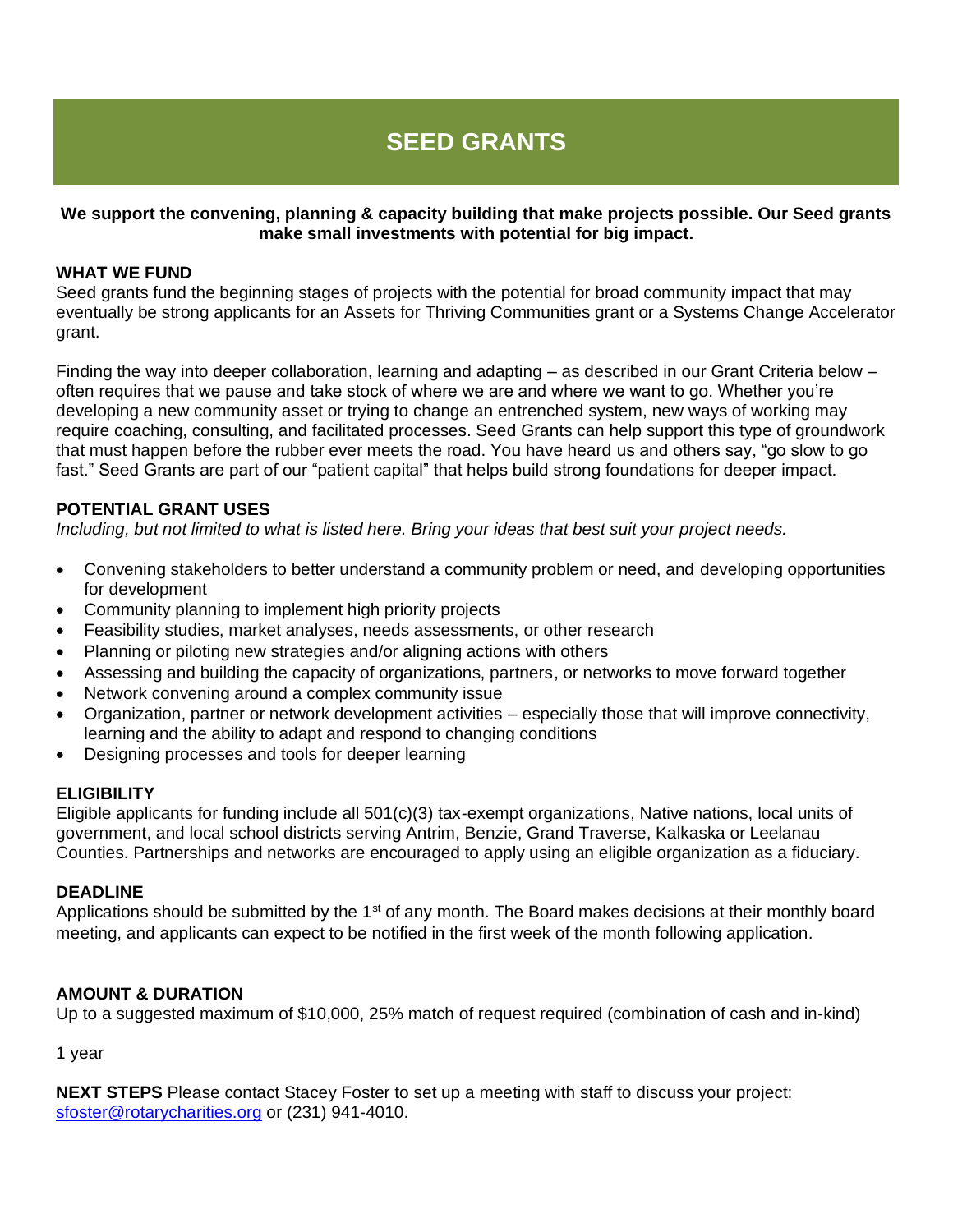# SEED GRANTS

**We support the convening, planning & capacity building that make projects possible. Our Seed grants make small investments with potential for big impact.**

**WHAT WE FUND**

Seed grants fund the beginning stages of projects with the potential for broad community impact that may eventually be strong applicants for an Assets for Thriving Communities grant or a Systems Change Accelerator grant.

Finding the way into deeper collaboration, learning and adapting – as described in our Grant Criteria below – often requires that we pause and take stock of where we are and where we want to go. Whether you're developing a new community asset or trying to change an entrenched system, new ways of working may require coaching, consulting, and facilitated processes. Seed Grants can help support this type of groundwork that must happen before the rubber ever meets the road. You have heard us and others say, "go slow to go fast." Seed Grants are part of our "patient capital" that helps build strong foundations for deeper impact.

**POTENTIAL GRANT USES**

*Including, but not limited to what is listed here. Bring your ideas that best suit your project needs.*

- Convening stakeholders to better understand a community problem or need, and developing opportunities for development
- Community planning to implement high priority projects
- Feasibility studies, market analyses, needs assessments, or other research
- Planning or piloting new strategies and/or aligning actions with others
- Assessing and building the capacity of organizations, partners, or networks to move forward together
- Network convening around a complex community issue
- Organization, partner or network development activities – especially those that will improve connectivity, learning and the ability to adapt and respond to changing conditions
- Designing processes and tools for deeper learning

**ELIGIBILITY**

Eligible applicants for funding include all 501(c)(3) tax-exempt organizations, Native nations, local units of government, and local school districts serving Antrim, Benzie, Grand Traverse, Kalkaska or Leelanau Counties. Partnerships and networks are encouraged to apply using an eligible organization as a fiduciary.

**DEADLINE**

Applications should be submitted by the 1st of any month. The Board makes decisions at their monthly board meeting, and applicants can expect to be notified in the first week of the month following application.

**AMOUNT & DURATION**

Up to a suggested maximum of $10,000, 25% match of request required (combination of cash and in-kind)

1 year

**NEXT STEPS** Please contact Stacey Foster to set up a meeting with staff to discuss your project: sfoster@rotarycharities.org or (231) 941-4010.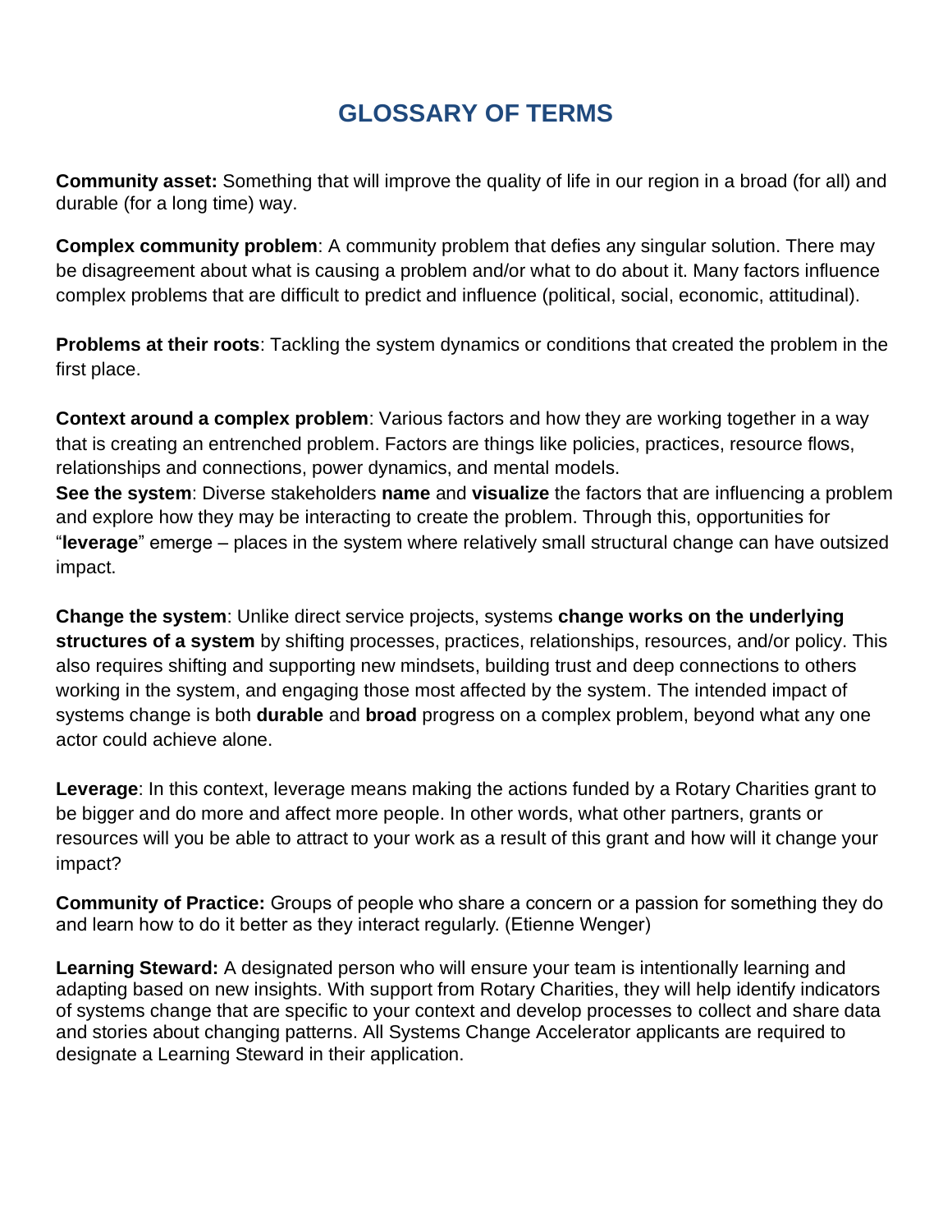# GLOSSARY OF TERMS

**Community asset:** Something that will improve the quality of life in our region in a broad (for all) and durable (for a long time) way.

**Complex community problem**: A community problem that defies any singular solution. There may be disagreement about what is causing a problem and/or what to do about it. Many factors influence complex problems that are difficult to predict and influence (political, social, economic, attitudinal).

**Problems at their roots**: Tackling the system dynamics or conditions that created the problem in the first place.

**Context around a complex problem**: Various factors and how they are working together in a way that is creating an entrenched problem. Factors are things like policies, practices, resource flows, relationships and connections, power dynamics, and mental models.

**See the system**: Diverse stakeholders **name** and **visualize** the factors that are influencing a problem and explore how they may be interacting to create the problem. Through this, opportunities for "**leverage**" emerge – places in the system where relatively small structural change can have outsized impact.

**Change the system**: Unlike direct service projects, systems **change works on the underlying structures of a system** by shifting processes, practices, relationships, resources, and/or policy. This also requires shifting and supporting new mindsets, building trust and deep connections to others working in the system, and engaging those most affected by the system. The intended impact of systems change is both **durable** and **broad** progress on a complex problem, beyond what any one actor could achieve alone.

**Leverage**: In this context, leverage means making the actions funded by a Rotary Charities grant to be bigger and do more and affect more people. In other words, what other partners, grants or resources will you be able to attract to your work as a result of this grant and how will it change your impact?

**Community of Practice:** Groups of people who share a concern or a passion for something they do and learn how to do it better as they interact regularly. (Etienne Wenger)

**Learning Steward:** A designated person who will ensure your team is intentionally learning and adapting based on new insights. With support from Rotary Charities, they will help identify indicators of systems change that are specific to your context and develop processes to collect and share data and stories about changing patterns. All Systems Change Accelerator applicants are required to designate a Learning Steward in their application.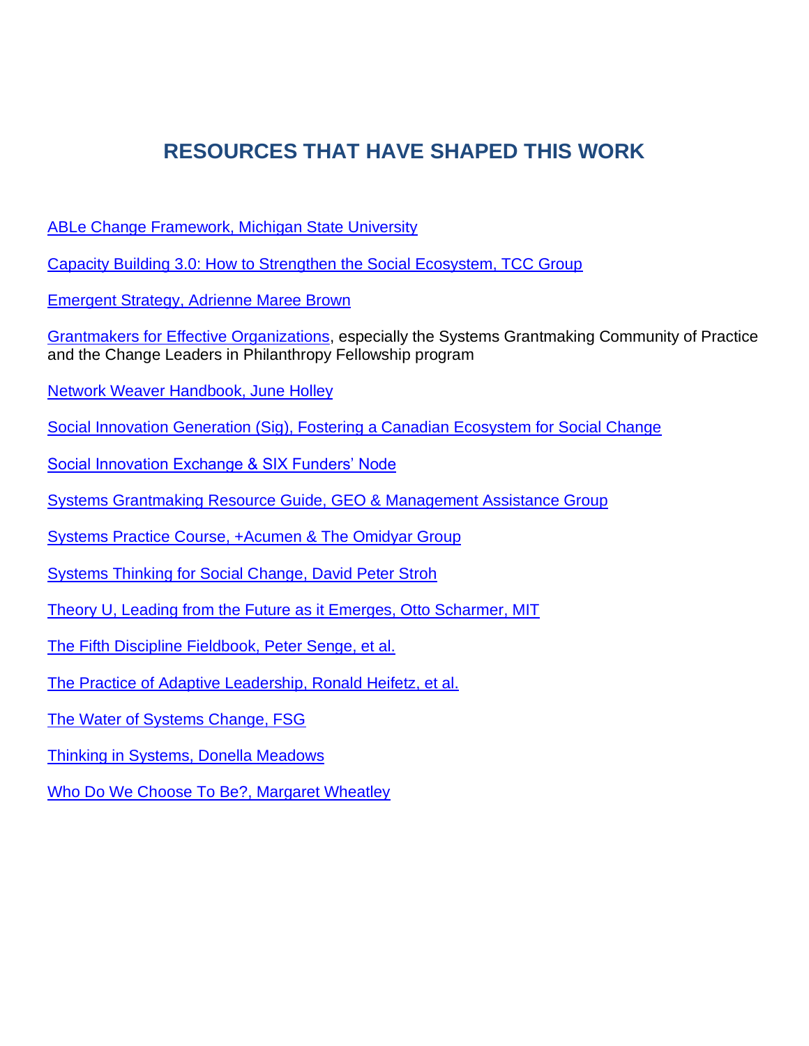# RESOURCES THAT HAVE SHAPED THIS WORK

ABLe Change Framework, Michigan State University

Capacity Building 3.0: How to Strengthen the Social Ecosystem, TCC Group

Emergent Strategy, Adrienne Maree Brown

Grantmakers for Effective Organizations, especially the Systems Grantmaking Community of Practice and the Change Leaders in Philanthropy Fellowship program

Network Weaver Handbook, June Holley

Social Innovation Generation (Sig), Fostering a Canadian Ecosystem for Social Change

Social Innovation Exchange & SIX Funders' Node

Systems Grantmaking Resource Guide, GEO & Management Assistance Group

Systems Practice Course, +Acumen & The Omidyar Group

Systems Thinking for Social Change, David Peter Stroh

Theory U, Leading from the Future as it Emerges, Otto Scharmer, MIT

The Fifth Discipline Fieldbook, Peter Senge, et al.

The Practice of Adaptive Leadership, Ronald Heifetz, et al.

The Water of Systems Change, FSG

Thinking in Systems, Donella Meadows

Who Do We Choose To Be?, Margaret Wheatley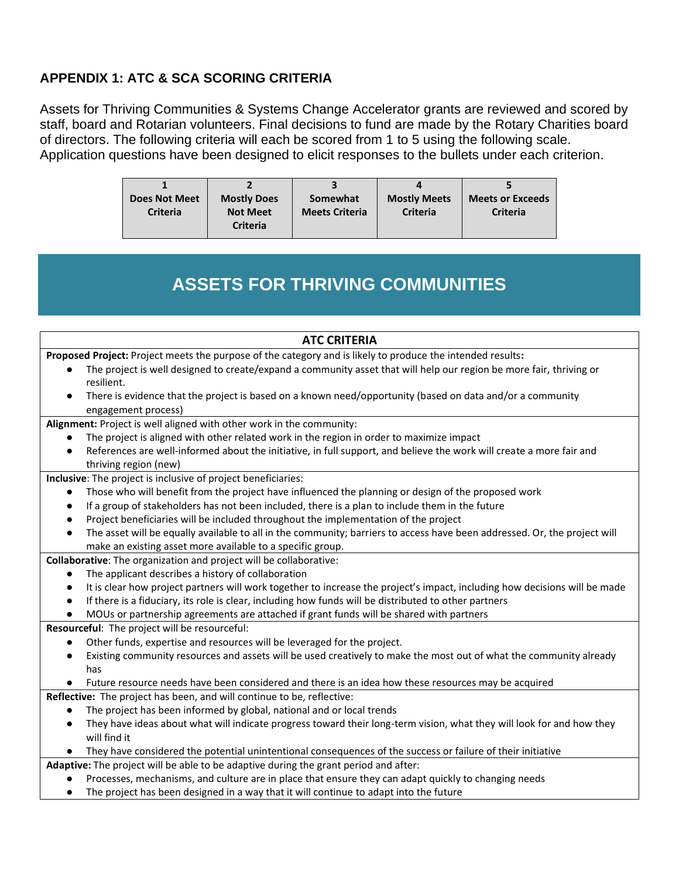## APPENDIX 1: ATC & SCA SCORING CRITERIA

Assets for Thriving Communities & Systems Change Accelerator grants are reviewed and scored by staff, board and Rotarian volunteers. Final decisions to fund are made by the Rotary Charities board of directors. The following criteria will each be scored from 1 to 5 using the following scale. Application questions have been designed to elicit responses to the bullets under each criterion.

| 1 | 2 | 3 | 4 | 5 |
|---|---|---|---|---|
| **Does Not Meet Criteria** | **Mostly Does Not Meet Criteria** | **Somewhat Meets Criteria** | **Mostly Meets Criteria** | **Meets or Exceeds Criteria** |

# ASSETS FOR THRIVING COMMUNITIES

### ATC CRITERIA

**Proposed Project:** Project meets the purpose of the category and is likely to produce the intended results**:**

- The project is well designed to create/expand a community asset that will help our region be more fair, thriving or resilient.
- There is evidence that the project is based on a known need/opportunity (based on data and/or a community engagement process)

**Alignment:** Project is well aligned with other work in the community:

- The project is aligned with other related work in the region in order to maximize impact
- References are well-informed about the initiative, in full support, and believe the work will create a more fair and thriving region (new)

**Inclusive**: The project is inclusive of project beneficiaries:

- Those who will benefit from the project have influenced the planning or design of the proposed work
- If a group of stakeholders has not been included, there is a plan to include them in the future
- Project beneficiaries will be included throughout the implementation of the project
- The asset will be equally available to all in the community; barriers to access have been addressed. Or, the project will make an existing asset more available to a specific group.

**Collaborative**: The organization and project will be collaborative:

- The applicant describes a history of collaboration
- It is clear how project partners will work together to increase the project's impact, including how decisions will be made
- If there is a fiduciary, its role is clear, including how funds will be distributed to other partners
- MOUs or partnership agreements are attached if grant funds will be shared with partners

**Resourceful**: The project will be resourceful:

- Other funds, expertise and resources will be leveraged for the project.
- Existing community resources and assets will be used creatively to make the most out of what the community already has
- Future resource needs have been considered and there is an idea how these resources may be acquired

**Reflective:** The project has been, and will continue to be, reflective:

- The project has been informed by global, national and or local trends
- They have ideas about what will indicate progress toward their long-term vision, what they will look for and how they will find it
- They have considered the potential unintentional consequences of the success or failure of their initiative

**Adaptive:** The project will be able to be adaptive during the grant period and after:

- Processes, mechanisms, and culture are in place that ensure they can adapt quickly to changing needs
- The project has been designed in a way that it will continue to adapt into the future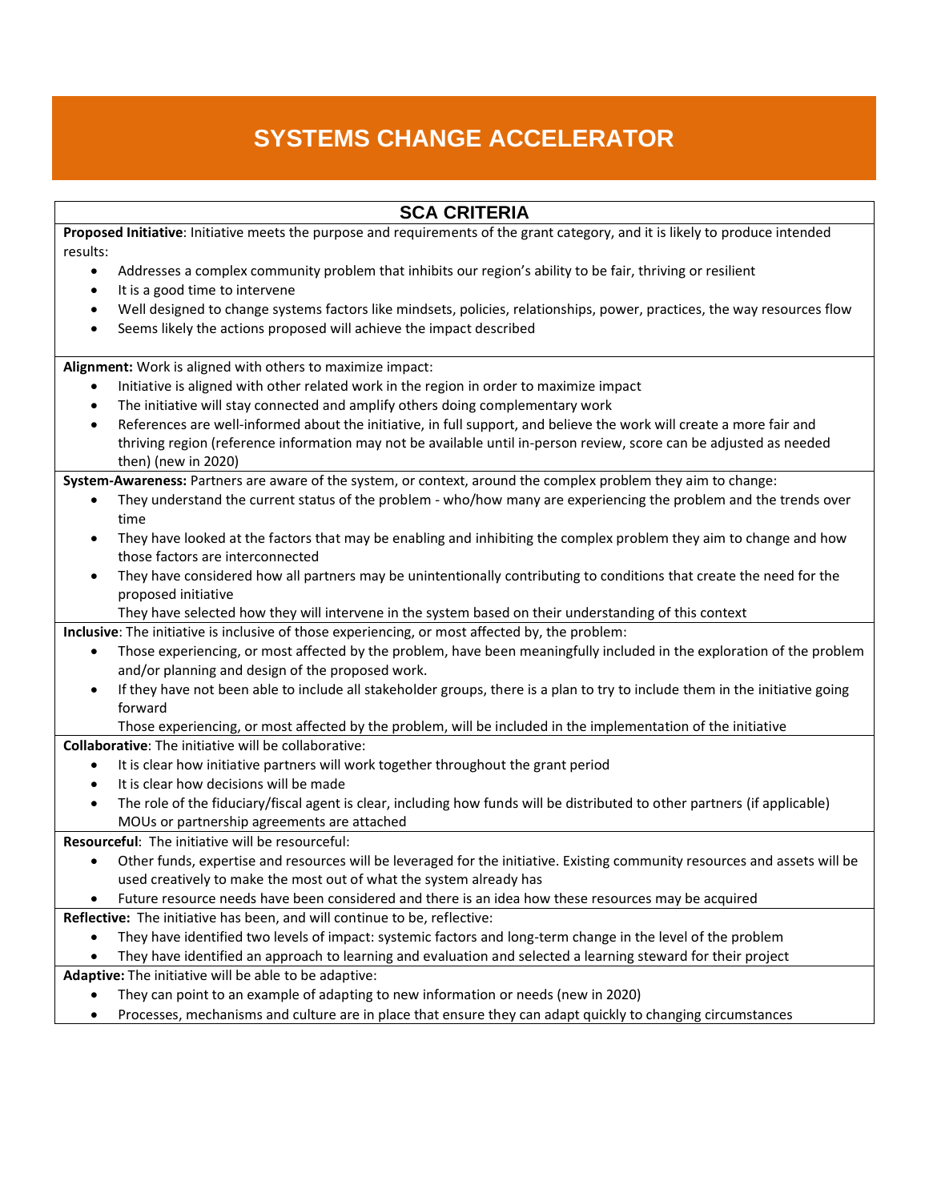# SYSTEMS CHANGE ACCELERATOR

## SCA CRITERIA

**Proposed Initiative**: Initiative meets the purpose and requirements of the grant category, and it is likely to produce intended results:

- Addresses a complex community problem that inhibits our region's ability to be fair, thriving or resilient
- It is a good time to intervene
- Well designed to change systems factors like mindsets, policies, relationships, power, practices, the way resources flow
- Seems likely the actions proposed will achieve the impact described

**Alignment:** Work is aligned with others to maximize impact:

- Initiative is aligned with other related work in the region in order to maximize impact
- The initiative will stay connected and amplify others doing complementary work
- References are well-informed about the initiative, in full support, and believe the work will create a more fair and thriving region (reference information may not be available until in-person review, score can be adjusted as needed then) (new in 2020)

**System-Awareness:** Partners are aware of the system, or context, around the complex problem they aim to change:

- They understand the current status of the problem - who/how many are experiencing the problem and the trends over time
- They have looked at the factors that may be enabling and inhibiting the complex problem they aim to change and how those factors are interconnected
- They have considered how all partners may be unintentionally contributing to conditions that create the need for the proposed initiative
  They have selected how they will intervene in the system based on their understanding of this context

**Inclusive**: The initiative is inclusive of those experiencing, or most affected by, the problem:

- Those experiencing, or most affected by the problem, have been meaningfully included in the exploration of the problem and/or planning and design of the proposed work.
- If they have not been able to include all stakeholder groups, there is a plan to try to include them in the initiative going forward
  Those experiencing, or most affected by the problem, will be included in the implementation of the initiative

**Collaborative**: The initiative will be collaborative:

- It is clear how initiative partners will work together throughout the grant period
- It is clear how decisions will be made
- The role of the fiduciary/fiscal agent is clear, including how funds will be distributed to other partners (if applicable)
  MOUs or partnership agreements are attached

**Resourceful**: The initiative will be resourceful:

- Other funds, expertise and resources will be leveraged for the initiative. Existing community resources and assets will be used creatively to make the most out of what the system already has
- Future resource needs have been considered and there is an idea how these resources may be acquired

**Reflective:** The initiative has been, and will continue to be, reflective:

- They have identified two levels of impact: systemic factors and long-term change in the level of the problem
- They have identified an approach to learning and evaluation and selected a learning steward for their project

**Adaptive:** The initiative will be able to be adaptive:

- They can point to an example of adapting to new information or needs (new in 2020)
- Processes, mechanisms and culture are in place that ensure they can adapt quickly to changing circumstances